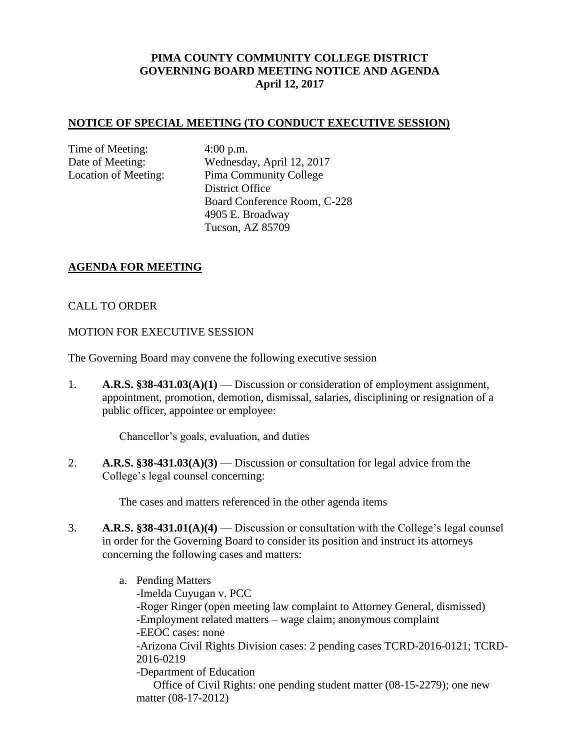**PIMA COUNTY COMMUNITY COLLEGE DISTRICT**
**GOVERNING BOARD MEETING NOTICE AND AGENDA**
**April 12, 2017**

## NOTICE OF SPECIAL MEETING (TO CONDUCT EXECUTIVE SESSION)

Time of Meeting: 4:00 p.m.
Date of Meeting: Wednesday, April 12, 2017
Location of Meeting: Pima Community College
District Office
Board Conference Room, C-228
4905 E. Broadway
Tucson, AZ 85709

## AGENDA FOR MEETING

CALL TO ORDER

MOTION FOR EXECUTIVE SESSION

The Governing Board may convene the following executive session

1. **A.R.S. §38-431.03(A)(1)** — Discussion or consideration of employment assignment, appointment, promotion, demotion, dismissal, salaries, disciplining or resignation of a public officer, appointee or employee:

   Chancellor's goals, evaluation, and duties

2. **A.R.S. §38-431.03(A)(3)** — Discussion or consultation for legal advice from the College's legal counsel concerning:

   The cases and matters referenced in the other agenda items

3. **A.R.S. §38-431.01(A)(4)** — Discussion or consultation with the College's legal counsel in order for the Governing Board to consider its position and instruct its attorneys concerning the following cases and matters:

   a. Pending Matters
      -Imelda Cuyugan v. PCC
      -Roger Ringer (open meeting law complaint to Attorney General, dismissed)
      -Employment related matters – wage claim; anonymous complaint
      -EEOC cases: none
      -Arizona Civil Rights Division cases: 2 pending cases TCRD-2016-0121; TCRD-2016-0219
      -Department of Education
      Office of Civil Rights: one pending student matter (08-15-2279); one new matter (08-17-2012)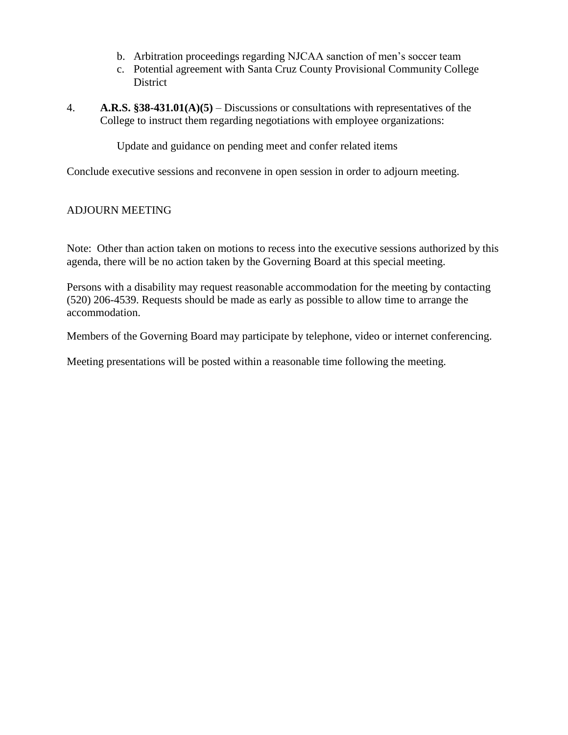b. Arbitration proceedings regarding NJCAA sanction of men's soccer team
   c. Potential agreement with Santa Cruz County Provisional Community College District

4. **A.R.S. §38-431.01(A)(5)** – Discussions or consultations with representatives of the College to instruct them regarding negotiations with employee organizations:

   Update and guidance on pending meet and confer related items

Conclude executive sessions and reconvene in open session in order to adjourn meeting.

ADJOURN MEETING

Note: Other than action taken on motions to recess into the executive sessions authorized by this agenda, there will be no action taken by the Governing Board at this special meeting.

Persons with a disability may request reasonable accommodation for the meeting by contacting (520) 206-4539. Requests should be made as early as possible to allow time to arrange the accommodation.

Members of the Governing Board may participate by telephone, video or internet conferencing.

Meeting presentations will be posted within a reasonable time following the meeting.